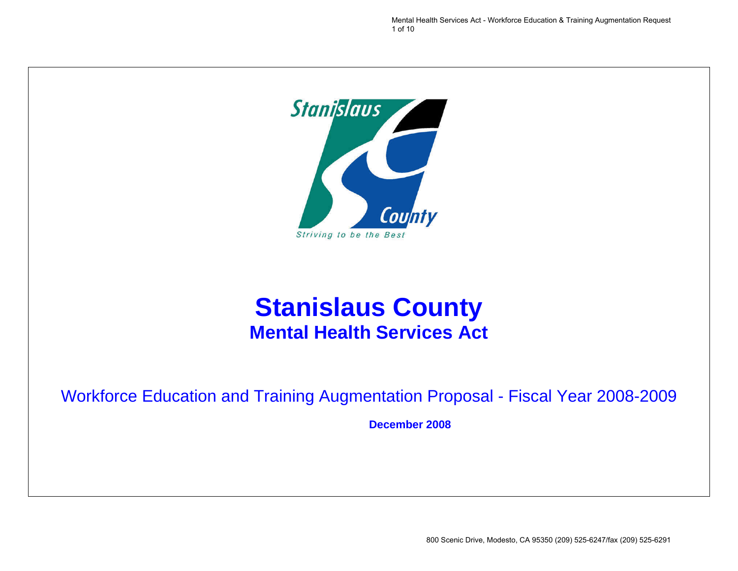# Stanislaus County

## Mental Health Services Act

Workforce Education and Training Augmentation Proposal - Fiscal Year 2008-2009

**December 2008**

800 Scenic Drive, Modesto, CA 95350 (209) 525-6247/fax (209) 525-6291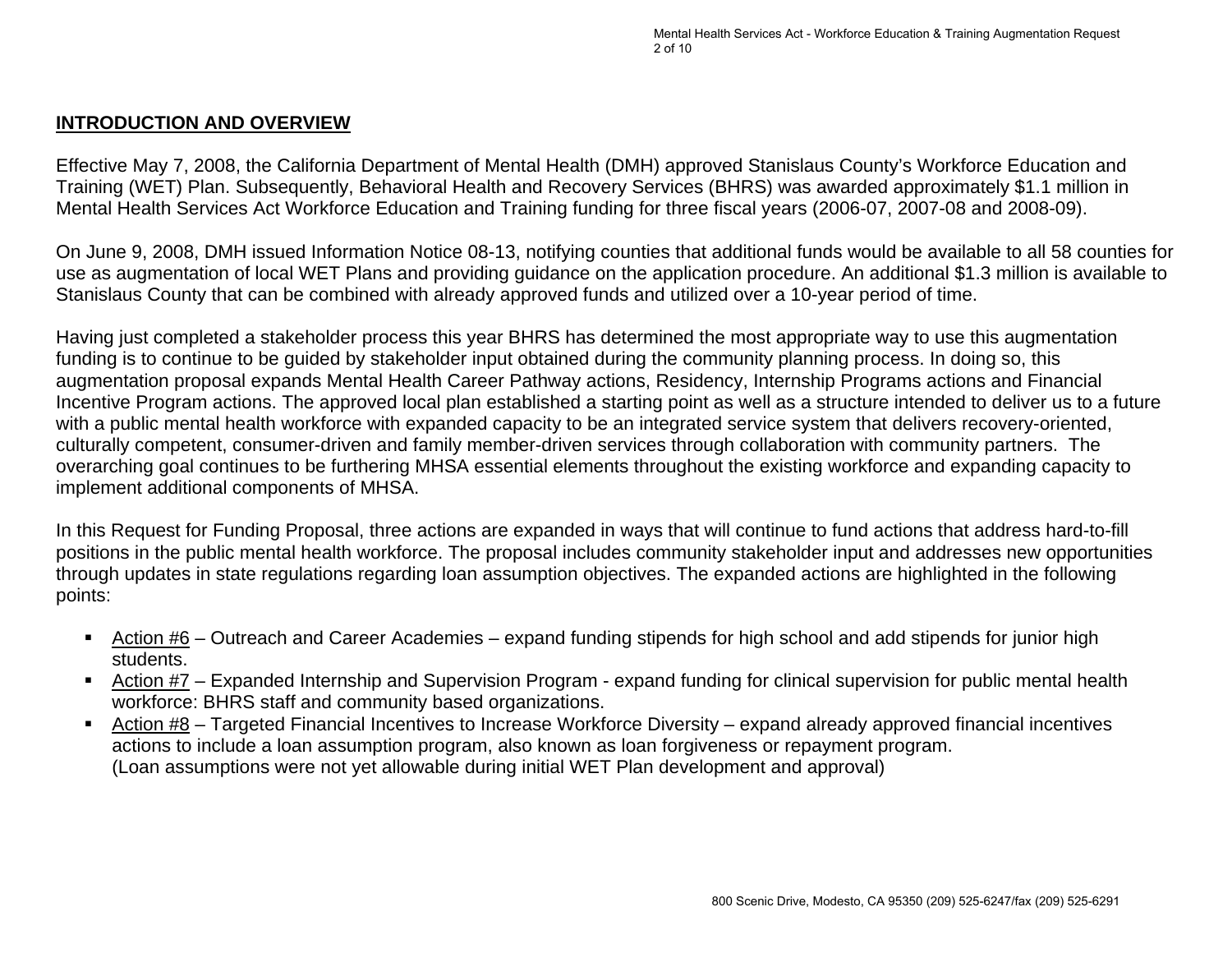## INTRODUCTION AND OVERVIEW

Effective May 7, 2008, the California Department of Mental Health (DMH) approved Stanislaus County's Workforce Education and Training (WET) Plan. Subsequently, Behavioral Health and Recovery Services (BHRS) was awarded approximately $1.1 million in Mental Health Services Act Workforce Education and Training funding for three fiscal years (2006-07, 2007-08 and 2008-09).

On June 9, 2008, DMH issued Information Notice 08-13, notifying counties that additional funds would be available to all 58 counties for use as augmentation of local WET Plans and providing guidance on the application procedure. An additional $1.3 million is available to Stanislaus County that can be combined with already approved funds and utilized over a 10-year period of time.

Having just completed a stakeholder process this year BHRS has determined the most appropriate way to use this augmentation funding is to continue to be guided by stakeholder input obtained during the community planning process. In doing so, this augmentation proposal expands Mental Health Career Pathway actions, Residency, Internship Programs actions and Financial Incentive Program actions. The approved local plan established a starting point as well as a structure intended to deliver us to a future with a public mental health workforce with expanded capacity to be an integrated service system that delivers recovery-oriented, culturally competent, consumer-driven and family member-driven services through collaboration with community partners. The overarching goal continues to be furthering MHSA essential elements throughout the existing workforce and expanding capacity to implement additional components of MHSA.

In this Request for Funding Proposal, three actions are expanded in ways that will continue to fund actions that address hard-to-fill positions in the public mental health workforce. The proposal includes community stakeholder input and addresses new opportunities through updates in state regulations regarding loan assumption objectives. The expanded actions are highlighted in the following points:

- Action #6 – Outreach and Career Academies – expand funding stipends for high school and add stipends for junior high students.
- Action #7 – Expanded Internship and Supervision Program - expand funding for clinical supervision for public mental health workforce: BHRS staff and community based organizations.
- Action #8 – Targeted Financial Incentives to Increase Workforce Diversity – expand already approved financial incentives actions to include a loan assumption program, also known as loan forgiveness or repayment program. (Loan assumptions were not yet allowable during initial WET Plan development and approval)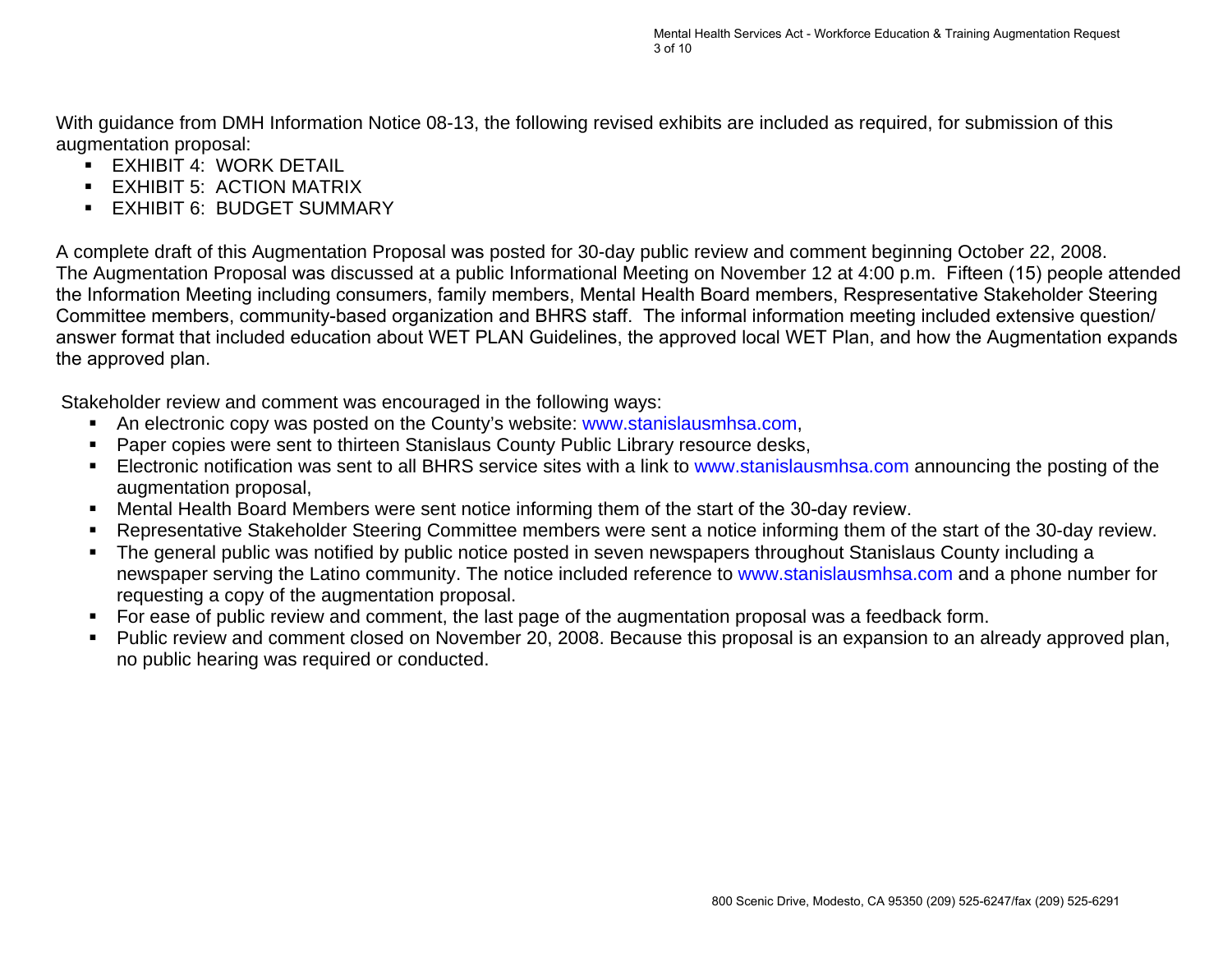With guidance from DMH Information Notice 08-13, the following revised exhibits are included as required, for submission of this augmentation proposal:

- EXHIBIT 4: WORK DETAIL
- EXHIBIT 5: ACTION MATRIX
- EXHIBIT 6: BUDGET SUMMARY

A complete draft of this Augmentation Proposal was posted for 30-day public review and comment beginning October 22, 2008. The Augmentation Proposal was discussed at a public Informational Meeting on November 12 at 4:00 p.m. Fifteen (15) people attended the Information Meeting including consumers, family members, Mental Health Board members, Respresentative Stakeholder Steering Committee members, community-based organization and BHRS staff. The informal information meeting included extensive question/ answer format that included education about WET PLAN Guidelines, the approved local WET Plan, and how the Augmentation expands the approved plan.

Stakeholder review and comment was encouraged in the following ways:

- An electronic copy was posted on the County's website: www.stanislausmhsa.com,
- Paper copies were sent to thirteen Stanislaus County Public Library resource desks,
- Electronic notification was sent to all BHRS service sites with a link to www.stanislausmhsa.com announcing the posting of the augmentation proposal,
- Mental Health Board Members were sent notice informing them of the start of the 30-day review.
- Representative Stakeholder Steering Committee members were sent a notice informing them of the start of the 30-day review.
- The general public was notified by public notice posted in seven newspapers throughout Stanislaus County including a newspaper serving the Latino community. The notice included reference to www.stanislausmhsa.com and a phone number for requesting a copy of the augmentation proposal.
- For ease of public review and comment, the last page of the augmentation proposal was a feedback form.
- Public review and comment closed on November 20, 2008. Because this proposal is an expansion to an already approved plan, no public hearing was required or conducted.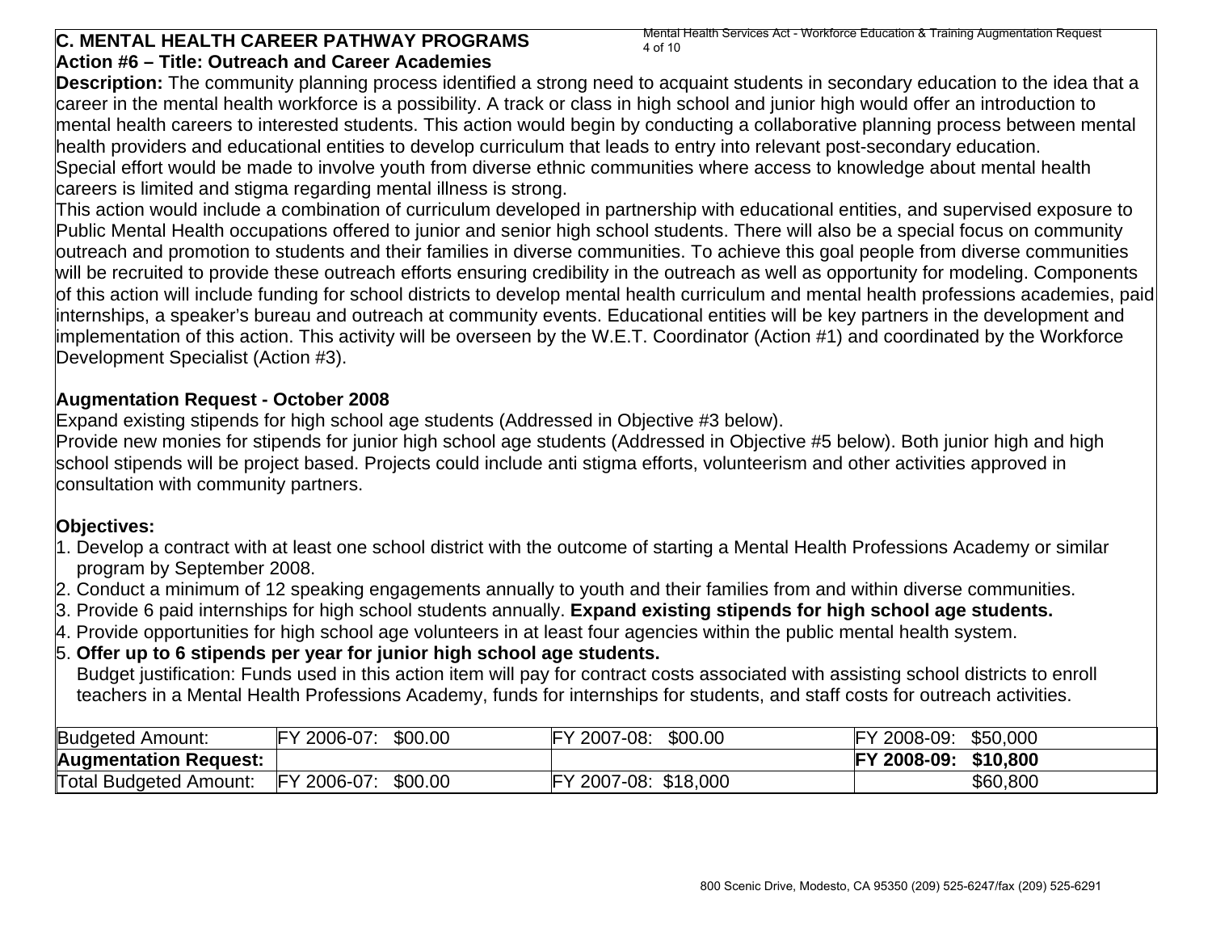## C. MENTAL HEALTH CAREER PATHWAY PROGRAMS

### Action #6 – Title: Outreach and Career Academies

**Description:** The community planning process identified a strong need to acquaint students in secondary education to the idea that a career in the mental health workforce is a possibility. A track or class in high school and junior high would offer an introduction to mental health careers to interested students. This action would begin by conducting a collaborative planning process between mental health providers and educational entities to develop curriculum that leads to entry into relevant post-secondary education.
Special effort would be made to involve youth from diverse ethnic communities where access to knowledge about mental health careers is limited and stigma regarding mental illness is strong.
This action would include a combination of curriculum developed in partnership with educational entities, and supervised exposure to Public Mental Health occupations offered to junior and senior high school students. There will also be a special focus on community outreach and promotion to students and their families in diverse communities. To achieve this goal people from diverse communities will be recruited to provide these outreach efforts ensuring credibility in the outreach as well as opportunity for modeling. Components of this action will include funding for school districts to develop mental health curriculum and mental health professions academies, paid internships, a speaker's bureau and outreach at community events. Educational entities will be key partners in the development and implementation of this action. This activity will be overseen by the W.E.T. Coordinator (Action #1) and coordinated by the Workforce Development Specialist (Action #3).

**Augmentation Request - October 2008**
Expand existing stipends for high school age students (Addressed in Objective #3 below).
Provide new monies for stipends for junior high school age students (Addressed in Objective #5 below). Both junior high and high school stipends will be project based. Projects could include anti stigma efforts, volunteerism and other activities approved in consultation with community partners.

**Objectives:**

1. Develop a contract with at least one school district with the outcome of starting a Mental Health Professions Academy or similar program by September 2008.
2. Conduct a minimum of 12 speaking engagements annually to youth and their families from and within diverse communities.
3. Provide 6 paid internships for high school students annually. **Expand existing stipends for high school age students.**
4. Provide opportunities for high school age volunteers in at least four agencies within the public mental health system.
5. **Offer up to 6 stipends per year for junior high school age students.**
   Budget justification: Funds used in this action item will pay for contract costs associated with assisting school districts to enroll teachers in a Mental Health Professions Academy, funds for internships for students, and staff costs for outreach activities.

| Budgeted Amount: | FY 2006-07: $00.00 | FY 2007-08: $00.00 | FY 2008-09: $50,000 |
|---|---|---|---|
| **Augmentation Request:** | | | **FY 2008-09: $10,800** |
| Total Budgeted Amount: | FY 2006-07: $00.00 | FY 2007-08: $18,000 | $60,800 |

800 Scenic Drive, Modesto, CA 95350 (209) 525-6247/fax (209) 525-6291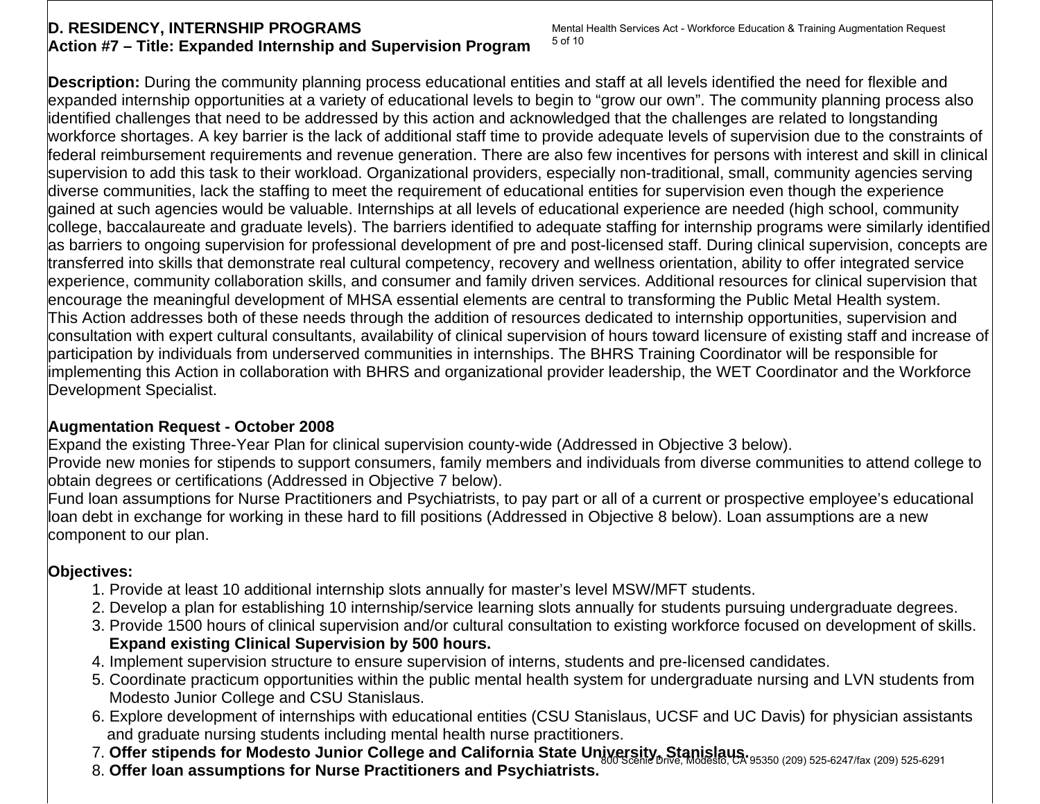**D. RESIDENCY, INTERNSHIP PROGRAMS**
**Action #7 – Title: Expanded Internship and Supervision Program**

**Description:** During the community planning process educational entities and staff at all levels identified the need for flexible and expanded internship opportunities at a variety of educational levels to begin to "grow our own". The community planning process also identified challenges that need to be addressed by this action and acknowledged that the challenges are related to longstanding workforce shortages. A key barrier is the lack of additional staff time to provide adequate levels of supervision due to the constraints of federal reimbursement requirements and revenue generation. There are also few incentives for persons with interest and skill in clinical supervision to add this task to their workload. Organizational providers, especially non-traditional, small, community agencies serving diverse communities, lack the staffing to meet the requirement of educational entities for supervision even though the experience gained at such agencies would be valuable. Internships at all levels of educational experience are needed (high school, community college, baccalaureate and graduate levels). The barriers identified to adequate staffing for internship programs were similarly identified as barriers to ongoing supervision for professional development of pre and post-licensed staff. During clinical supervision, concepts are transferred into skills that demonstrate real cultural competency, recovery and wellness orientation, ability to offer integrated service experience, community collaboration skills, and consumer and family driven services. Additional resources for clinical supervision that encourage the meaningful development of MHSA essential elements are central to transforming the Public Metal Health system.
This Action addresses both of these needs through the addition of resources dedicated to internship opportunities, supervision and consultation with expert cultural consultants, availability of clinical supervision of hours toward licensure of existing staff and increase of participation by individuals from underserved communities in internships. The BHRS Training Coordinator will be responsible for implementing this Action in collaboration with BHRS and organizational provider leadership, the WET Coordinator and the Workforce Development Specialist.

**Augmentation Request - October 2008**
Expand the existing Three-Year Plan for clinical supervision county-wide (Addressed in Objective 3 below).
Provide new monies for stipends to support consumers, family members and individuals from diverse communities to attend college to obtain degrees or certifications (Addressed in Objective 7 below).
Fund loan assumptions for Nurse Practitioners and Psychiatrists, to pay part or all of a current or prospective employee's educational loan debt in exchange for working in these hard to fill positions (Addressed in Objective 8 below). Loan assumptions are a new component to our plan.

**Objectives:**

1. Provide at least 10 additional internship slots annually for master's level MSW/MFT students.
2. Develop a plan for establishing 10 internship/service learning slots annually for students pursuing undergraduate degrees.
3. Provide 1500 hours of clinical supervision and/or cultural consultation to existing workforce focused on development of skills. **Expand existing Clinical Supervision by 500 hours.**
4. Implement supervision structure to ensure supervision of interns, students and pre-licensed candidates.
5. Coordinate practicum opportunities within the public mental health system for undergraduate nursing and LVN students from Modesto Junior College and CSU Stanislaus.
6. Explore development of internships with educational entities (CSU Stanislaus, UCSF and UC Davis) for physician assistants and graduate nursing students including mental health nurse practitioners.
7. **Offer stipends for Modesto Junior College and California State University, Stanislaus.**
8. **Offer loan assumptions for Nurse Practitioners and Psychiatrists.**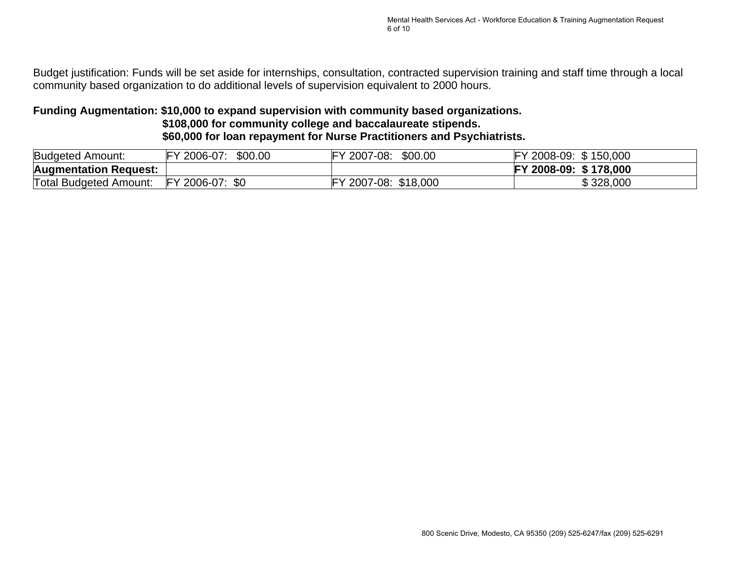Budget justification: Funds will be set aside for internships, consultation, contracted supervision training and staff time through a local community based organization to do additional levels of supervision equivalent to 2000 hours.

**Funding Augmentation: $10,000 to expand supervision with community based organizations.**
**$108,000 for community college and baccalaureate stipends.**
**$60,000 for loan repayment for Nurse Practitioners and Psychiatrists.**

| Budgeted Amount: | FY 2006-07: $00.00 | FY 2007-08: $00.00 | FY 2008-09: $ 150,000 |
|---|---|---|---|
| **Augmentation Request:** | | | **FY 2008-09: $ 178,000** |
| Total Budgeted Amount: | FY 2006-07: $0 | FY 2007-08: $18,000 | $ 328,000 |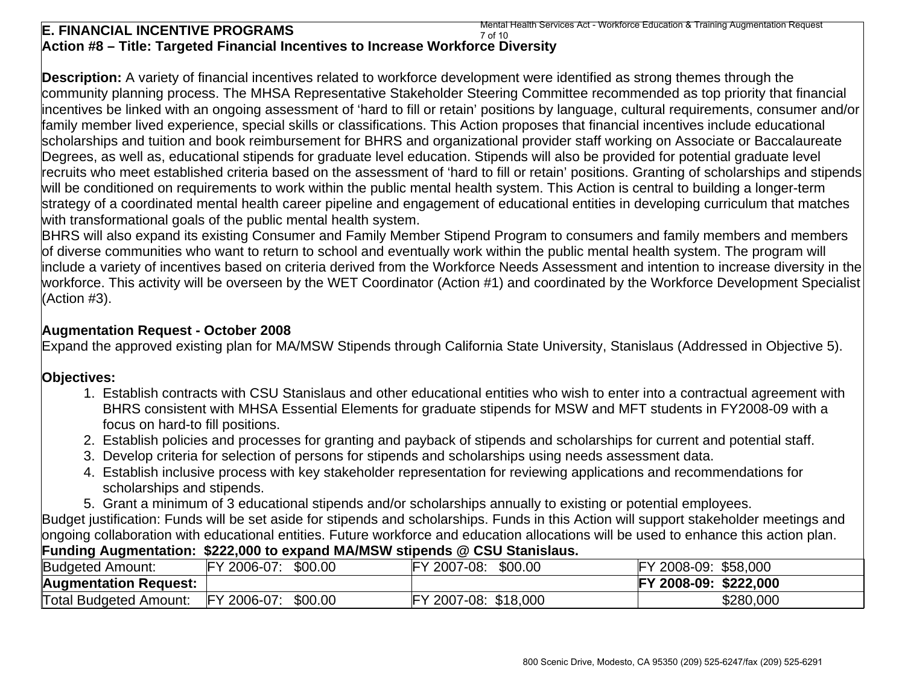## E. FINANCIAL INCENTIVE PROGRAMS

### Action #8 – Title: Targeted Financial Incentives to Increase Workforce Diversity

**Description:** A variety of financial incentives related to workforce development were identified as strong themes through the community planning process. The MHSA Representative Stakeholder Steering Committee recommended as top priority that financial incentives be linked with an ongoing assessment of 'hard to fill or retain' positions by language, cultural requirements, consumer and/or family member lived experience, special skills or classifications. This Action proposes that financial incentives include educational scholarships and tuition and book reimbursement for BHRS and organizational provider staff working on Associate or Baccalaureate Degrees, as well as, educational stipends for graduate level education. Stipends will also be provided for potential graduate level recruits who meet established criteria based on the assessment of 'hard to fill or retain' positions. Granting of scholarships and stipends will be conditioned on requirements to work within the public mental health system. This Action is central to building a longer-term strategy of a coordinated mental health career pipeline and engagement of educational entities in developing curriculum that matches with transformational goals of the public mental health system.

BHRS will also expand its existing Consumer and Family Member Stipend Program to consumers and family members and members of diverse communities who want to return to school and eventually work within the public mental health system. The program will include a variety of incentives based on criteria derived from the Workforce Needs Assessment and intention to increase diversity in the workforce. This activity will be overseen by the WET Coordinator (Action #1) and coordinated by the Workforce Development Specialist (Action #3).

**Augmentation Request - October 2008**

Expand the approved existing plan for MA/MSW Stipends through California State University, Stanislaus (Addressed in Objective 5).

**Objectives:**

1. Establish contracts with CSU Stanislaus and other educational entities who wish to enter into a contractual agreement with BHRS consistent with MHSA Essential Elements for graduate stipends for MSW and MFT students in FY2008-09 with a focus on hard-to fill positions.
2. Establish policies and processes for granting and payback of stipends and scholarships for current and potential staff.
3. Develop criteria for selection of persons for stipends and scholarships using needs assessment data.
4. Establish inclusive process with key stakeholder representation for reviewing applications and recommendations for scholarships and stipends.
5. Grant a minimum of 3 educational stipends and/or scholarships annually to existing or potential employees.

Budget justification: Funds will be set aside for stipends and scholarships. Funds in this Action will support stakeholder meetings and ongoing collaboration with educational entities. Future workforce and education allocations will be used to enhance this action plan.

**Funding Augmentation: $222,000 to expand MA/MSW stipends @ CSU Stanislaus.**

| Budgeted Amount: | FY 2006-07: $00.00 | FY 2007-08: $00.00 | FY 2008-09: $58,000 |
|---|---|---|---|
| **Augmentation Request:** | | | **FY 2008-09: $222,000** |
| Total Budgeted Amount: | FY 2006-07: $00.00 | FY 2007-08: $18,000 | $280,000 |

800 Scenic Drive, Modesto, CA 95350 (209) 525-6247/fax (209) 525-6291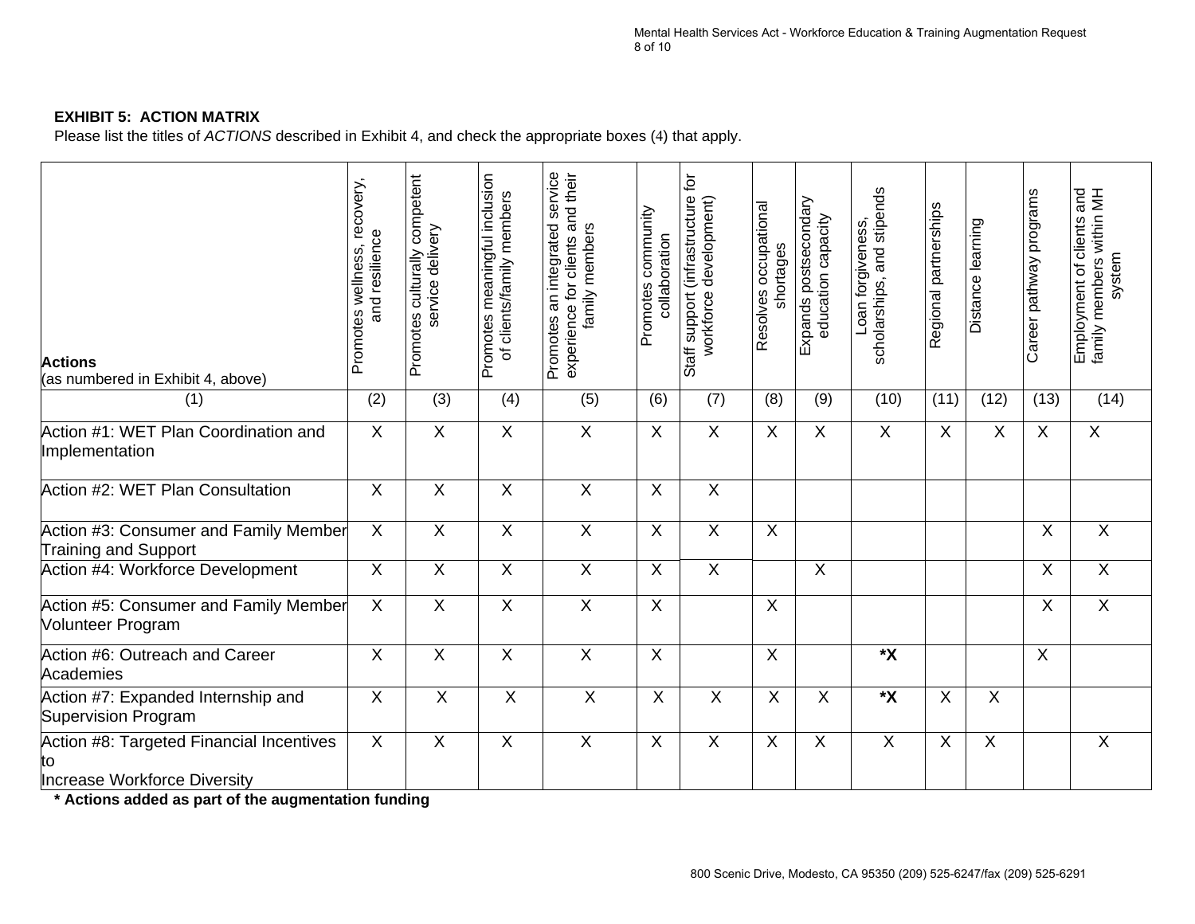**EXHIBIT 5: ACTION MATRIX**

Please list the titles of *ACTIONS* described in Exhibit 4, and check the appropriate boxes (4) that apply.

| **Actions** (as numbered in Exhibit 4, above) | Promotes wellness, recovery, and resilience | Promotes culturally competent service delivery | Promotes meaningful inclusion of clients/family members | Promotes an integrated service experience for clients and their family members | Promotes community collaboration | Staff support (infrastructure for workforce development) | Resolves occupational shortages | Expands postsecondary education capacity | Loan forgiveness, scholarships, and stipends | Regional partnerships | Distance learning | Career pathway programs | Employment of clients and family members within MH system |
|---|---|---|---|---|---|---|---|---|---|---|---|---|---|
| (1) | (2) | (3) | (4) | (5) | (6) | (7) | (8) | (9) | (10) | (11) | (12) | (13) | (14) |
| Action #1: WET Plan Coordination and Implementation | X | X | X | X | X | X | X | X | X | X | X | X | X |
| Action #2: WET Plan Consultation | X | X | X | X | X | X | | | | | | | |
| Action #3: Consumer and Family Member Training and Support | X | X | X | X | X | X | X | | | | | X | X |
| Action #4: Workforce Development | X | X | X | X | X | X | | X | | | | X | X |
| Action #5: Consumer and Family Member Volunteer Program | X | X | X | X | X | | X | | | | | X | X |
| Action #6: Outreach and Career Academies | X | X | X | X | X | | X | | *X | | | X | |
| Action #7: Expanded Internship and Supervision Program | X | X | X | X | X | X | X | X | *X | X | X | | |
| Action #8: Targeted Financial Incentives to Increase Workforce Diversity | X | X | X | X | X | X | X | X | X | X | X | | X |

**\* Actions added as part of the augmentation funding**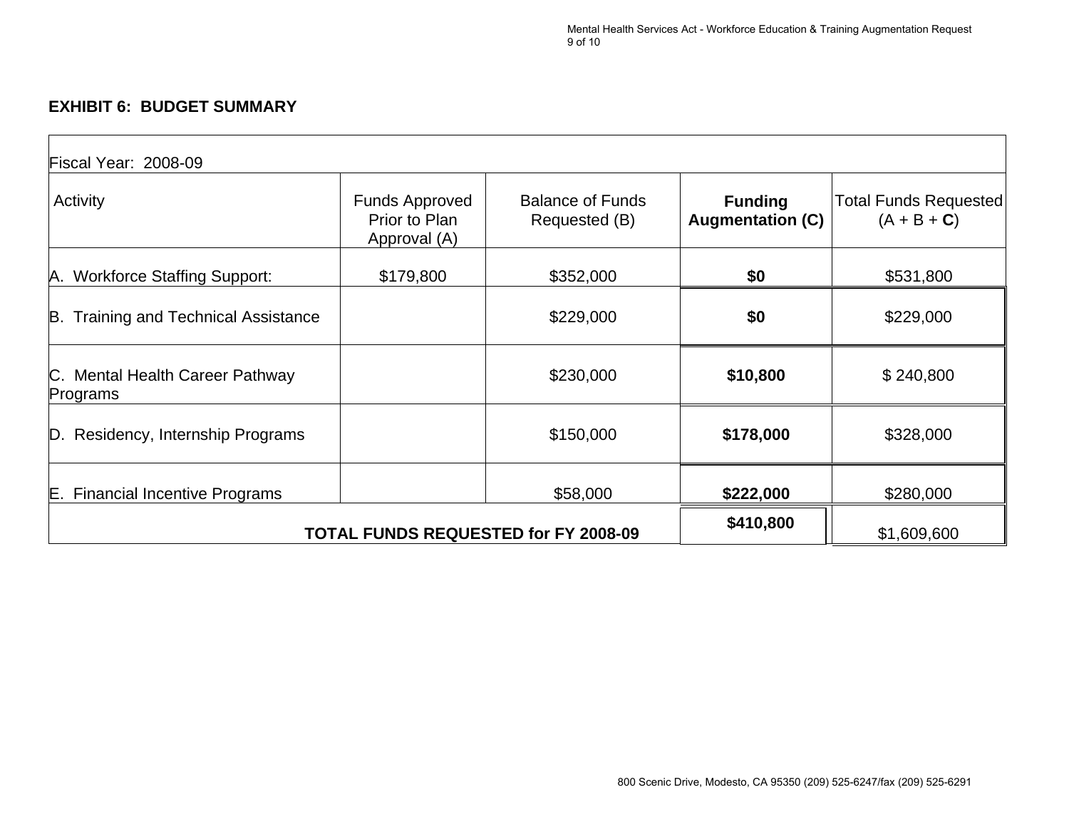**EXHIBIT 6: BUDGET SUMMARY**

| Fiscal Year: 2008-09 | | | | |
|---|---|---|---|---|
| Activity | Funds Approved Prior to Plan Approval (A) | Balance of Funds Requested (B) | **Funding Augmentation (C)** | Total Funds Requested (A + B + **C**) |
| A. Workforce Staffing Support: | $179,800 | $352,000 | **$0** | $531,800 |
| B. Training and Technical Assistance | | $229,000 | **$0** | $229,000 |
| C. Mental Health Career Pathway Programs | | $230,000 | **$10,800** | $ 240,800 |
| D. Residency, Internship Programs | | $150,000 | **$178,000** | $328,000 |
| E. Financial Incentive Programs | | $58,000 | **$222,000** | $280,000 |
| **TOTAL FUNDS REQUESTED for FY 2008-09** | | | **$410,800** | $1,609,600 |

800 Scenic Drive, Modesto, CA 95350 (209) 525-6247/fax (209) 525-6291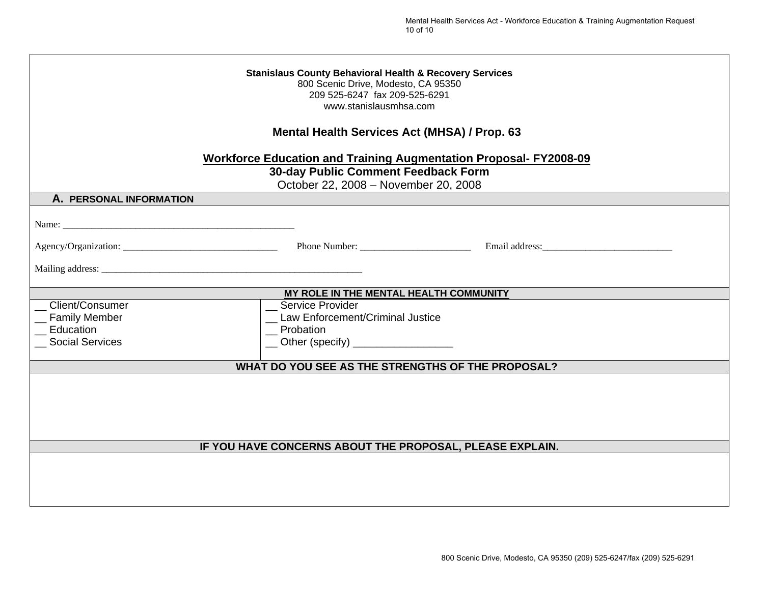**Stanislaus County Behavioral Health & Recovery Services**
800 Scenic Drive, Modesto, CA 95350
209 525-6247 fax 209-525-6291
www.stanislausmhsa.com

## Mental Health Services Act (MHSA) / Prop. 63

## Workforce Education and Training Augmentation Proposal- FY2008-09
### 30-day Public Comment Feedback Form
October 22, 2008 – November 20, 2008

### A. PERSONAL INFORMATION

Name: ______________________________________________

Agency/Organization: ________________________________ Phone Number: _______________________ Email address:___________________________

Mailing address: ______________________________________________________

**MY ROLE IN THE MENTAL HEALTH COMMUNITY**

| | |
|---|---|
| __ Client/Consumer | __ Service Provider |
| __ Family Member | __ Law Enforcement/Criminal Justice |
| __ Education | __ Probation |
| __ Social Services | __ Other (specify) _________________ |

**WHAT DO YOU SEE AS THE STRENGTHS OF THE PROPOSAL?**

**IF YOU HAVE CONCERNS ABOUT THE PROPOSAL, PLEASE EXPLAIN.**